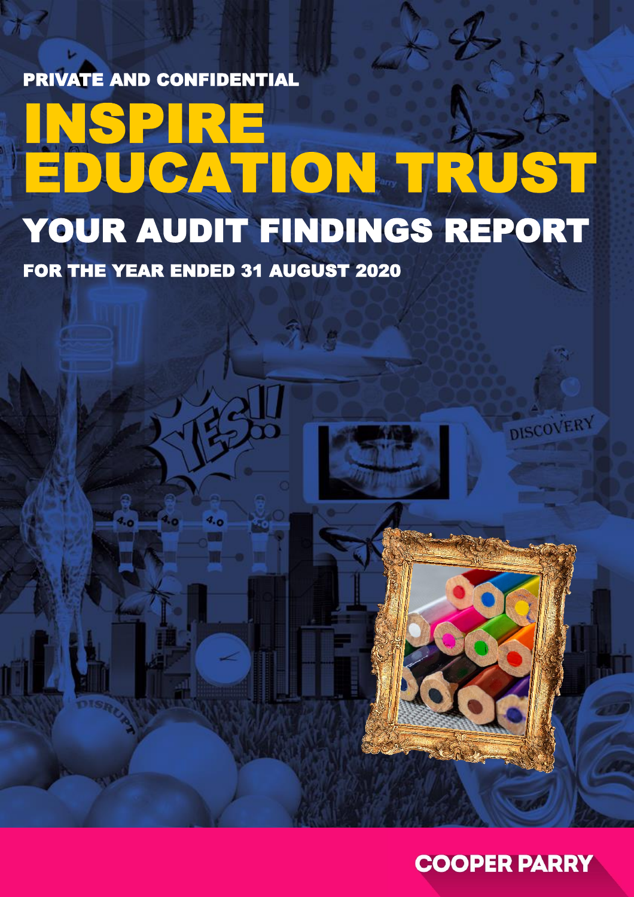PRIVATE AND CONFIDENTIAL

# INSPIRE EDUCATION TRUST

## YOUR AUDIT FINDINGS REPORT

### FOR THE YEAR ENDED 31 AUGUST 2020

COOPER PARRY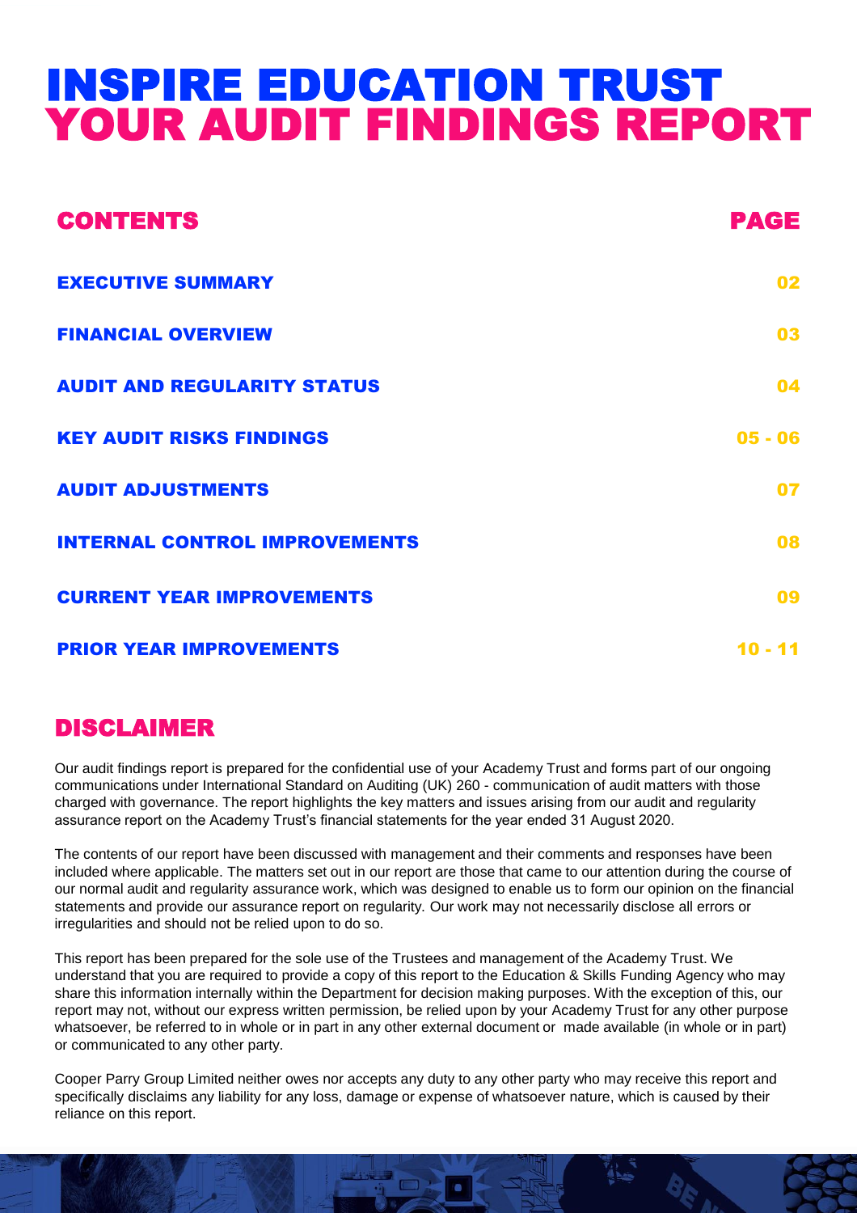# INSPIRE EDUCATION TRUST
# YOUR AUDIT FINDINGS REPORT

## CONTENTS

| CONTENTS | PAGE |
|---|---|
| EXECUTIVE SUMMARY | 02 |
| FINANCIAL OVERVIEW | 03 |
| AUDIT AND REGULARITY STATUS | 04 |
| KEY AUDIT RISKS FINDINGS | 05 - 06 |
| AUDIT ADJUSTMENTS | 07 |
| INTERNAL CONTROL IMPROVEMENTS | 08 |
| CURRENT YEAR IMPROVEMENTS | 09 |
| PRIOR YEAR IMPROVEMENTS | 10 - 11 |

## DISCLAIMER

Our audit findings report is prepared for the confidential use of your Academy Trust and forms part of our ongoing communications under International Standard on Auditing (UK) 260 - communication of audit matters with those charged with governance. The report highlights the key matters and issues arising from our audit and regularity assurance report on the Academy Trust's financial statements for the year ended 31 August 2020.

The contents of our report have been discussed with management and their comments and responses have been included where applicable. The matters set out in our report are those that came to our attention during the course of our normal audit and regularity assurance work, which was designed to enable us to form our opinion on the financial statements and provide our assurance report on regularity. Our work may not necessarily disclose all errors or irregularities and should not be relied upon to do so.

This report has been prepared for the sole use of the Trustees and management of the Academy Trust. We understand that you are required to provide a copy of this report to the Education & Skills Funding Agency who may share this information internally within the Department for decision making purposes. With the exception of this, our report may not, without our express written permission, be relied upon by your Academy Trust for any other purpose whatsoever, be referred to in whole or in part in any other external document or made available (in whole or in part) or communicated to any other party.

Cooper Parry Group Limited neither owes nor accepts any duty to any other party who may receive this report and specifically disclaims any liability for any loss, damage or expense of whatsoever nature, which is caused by their reliance on this report.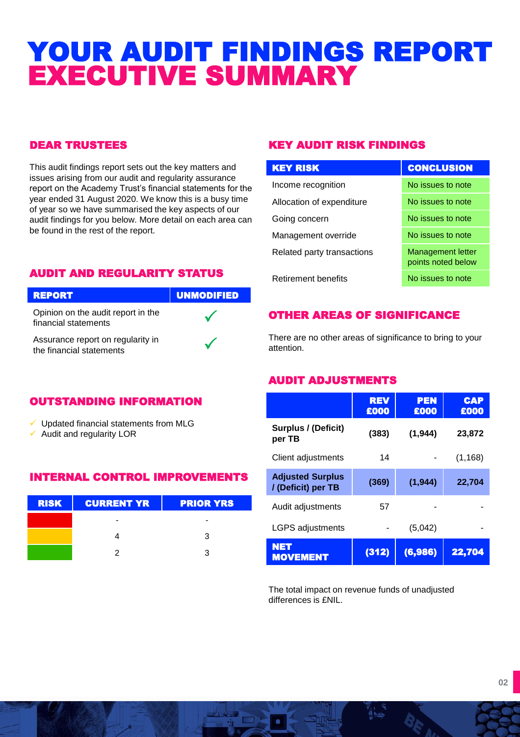# YOUR AUDIT FINDINGS REPORT
# EXECUTIVE SUMMARY

## DEAR TRUSTEES

This audit findings report sets out the key matters and issues arising from our audit and regularity assurance report on the Academy Trust's financial statements for the year ended 31 August 2020. We know this is a busy time of year so we have summarised the key aspects of our audit findings for you below. More detail on each area can be found in the rest of the report.

## AUDIT AND REGULARITY STATUS

| REPORT | UNMODIFIED |
|---|---|
| Opinion on the audit report in the financial statements | ✓ |
| Assurance report on regularity in the financial statements | ✓ |

## OUTSTANDING INFORMATION

- ✓ Updated financial statements from MLG
- ✓ Audit and regularity LOR

## INTERNAL CONTROL IMPROVEMENTS

| RISK | CURRENT YR | PRIOR YRS |
|---|---|---|
| Red | - | - |
| Amber | 4 | 3 |
| Green | 2 | 3 |

## KEY AUDIT RISK FINDINGS

| KEY RISK | CONCLUSION |
|---|---|
| Income recognition | No issues to note |
| Allocation of expenditure | No issues to note |
| Going concern | No issues to note |
| Management override | No issues to note |
| Related party transactions | Management letter points noted below |
| Retirement benefits | No issues to note |

## OTHER AREAS OF SIGNIFICANCE

There are no other areas of significance to bring to your attention.

## AUDIT ADJUSTMENTS

| | REV £000 | PEN £000 | CAP £000 |
|---|---|---|---|
| **Surplus / (Deficit) per TB** | **(383)** | **(1,944)** | **23,872** |
| Client adjustments | 14 | - | (1,168) |
| **Adjusted Surplus / (Deficit) per TB** | **(369)** | **(1,944)** | **22,704** |
| Audit adjustments | 57 | - | - |
| LGPS adjustments | - | (5,042) | - |
| **NET MOVEMENT** | **(312)** | **(6,986)** | **22,704** |

The total impact on revenue funds of unadjusted differences is £NIL.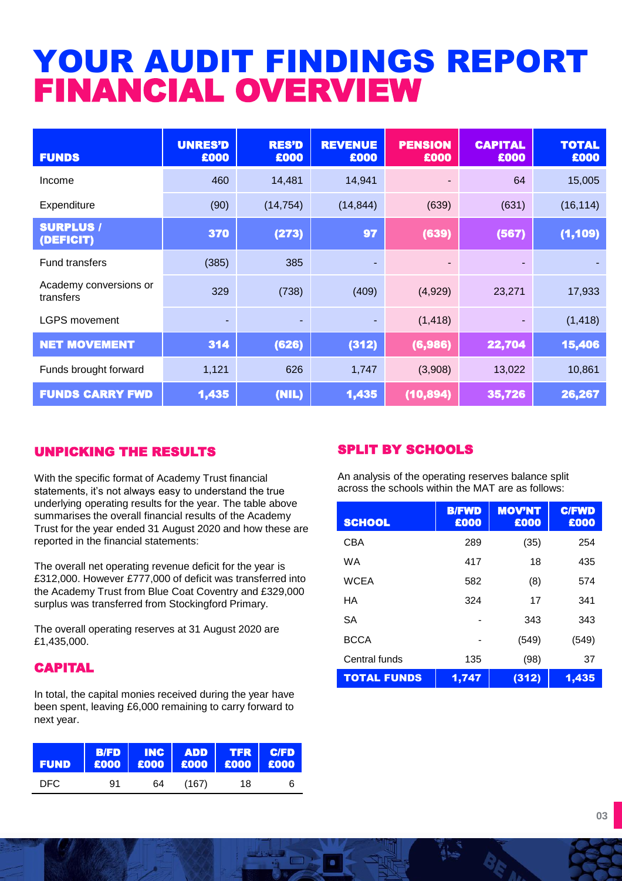# YOUR AUDIT FINDINGS REPORT
# FINANCIAL OVERVIEW

| FUNDS | UNRES'D £000 | RES'D £000 | REVENUE £000 | PENSION £000 | CAPITAL £000 | TOTAL £000 |
|---|---|---|---|---|---|---|
| Income | 460 | 14,481 | 14,941 | - | 64 | 15,005 |
| Expenditure | (90) | (14,754) | (14,844) | (639) | (631) | (16,114) |
| **SURPLUS / (DEFICIT)** | **370** | **(273)** | **97** | **(639)** | **(567)** | **(1,109)** |
| Fund transfers | (385) | 385 | - | - | - | - |
| Academy conversions or transfers | 329 | (738) | (409) | (4,929) | 23,271 | 17,933 |
| LGPS movement | - | - | - | (1,418) | - | (1,418) |
| **NET MOVEMENT** | **314** | **(626)** | **(312)** | **(6,986)** | **22,704** | **15,406** |
| Funds brought forward | 1,121 | 626 | 1,747 | (3,908) | 13,022 | 10,861 |
| **FUNDS CARRY FWD** | **1,435** | **(NIL)** | **1,435** | **(10,894)** | **35,726** | **26,267** |

## UNPICKING THE RESULTS

With the specific format of Academy Trust financial statements, it's not always easy to understand the true underlying operating results for the year. The table above summarises the overall financial results of the Academy Trust for the year ended 31 August 2020 and how these are reported in the financial statements:

The overall net operating revenue deficit for the year is £312,000. However £777,000 of deficit was transferred into the Academy Trust from Blue Coat Coventry and £329,000 surplus was transferred from Stockingford Primary.

The overall operating reserves at 31 August 2020 are £1,435,000.

## CAPITAL

In total, the capital monies received during the year have been spent, leaving £6,000 remaining to carry forward to next year.

| FUND | B/FD £000 | INC £000 | ADD £000 | TFR £000 | C/FD £000 |
|---|---|---|---|---|---|
| DFC | 91 | 64 | (167) | 18 | 6 |

## SPLIT BY SCHOOLS

An analysis of the operating reserves balance split across the schools within the MAT are as follows:

| SCHOOL | B/FWD £000 | MOV'NT £000 | C/FWD £000 |
|---|---|---|---|
| CBA | 289 | (35) | 254 |
| WA | 417 | 18 | 435 |
| WCEA | 582 | (8) | 574 |
| HA | 324 | 17 | 341 |
| SA | - | 343 | 343 |
| BCCA | - | (549) | (549) |
| Central funds | 135 | (98) | 37 |
| **TOTAL FUNDS** | **1,747** | **(312)** | **1,435** |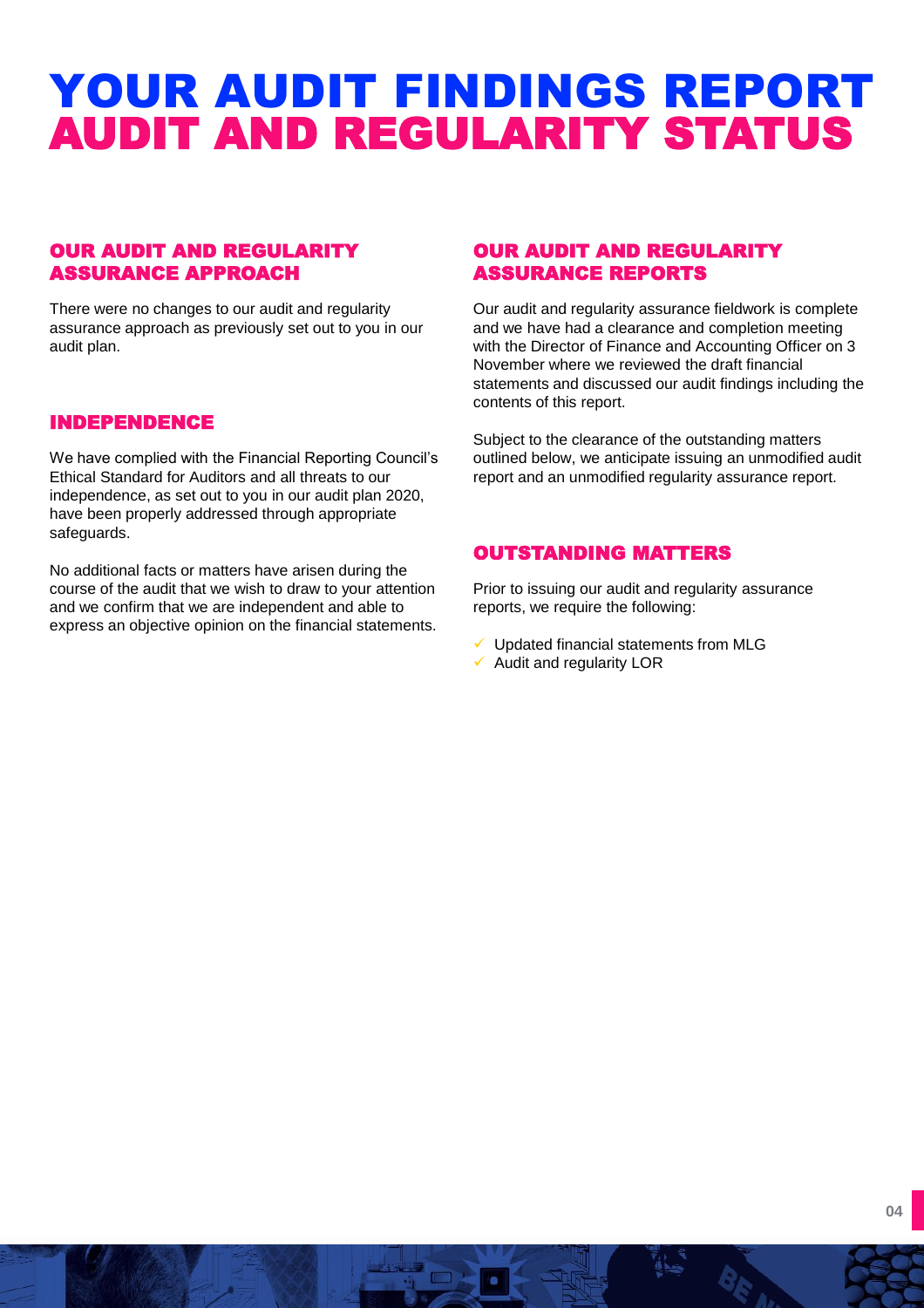# YOUR AUDIT FINDINGS REPORT
# AUDIT AND REGULARITY STATUS

## OUR AUDIT AND REGULARITY ASSURANCE APPROACH

There were no changes to our audit and regularity assurance approach as previously set out to you in our audit plan.

## INDEPENDENCE

We have complied with the Financial Reporting Council's Ethical Standard for Auditors and all threats to our independence, as set out to you in our audit plan 2020, have been properly addressed through appropriate safeguards.

No additional facts or matters have arisen during the course of the audit that we wish to draw to your attention and we confirm that we are independent and able to express an objective opinion on the financial statements.

## OUR AUDIT AND REGULARITY ASSURANCE REPORTS

Our audit and regularity assurance fieldwork is complete and we have had a clearance and completion meeting with the Director of Finance and Accounting Officer on 3 November where we reviewed the draft financial statements and discussed our audit findings including the contents of this report.

Subject to the clearance of the outstanding matters outlined below, we anticipate issuing an unmodified audit report and an unmodified regularity assurance report.

## OUTSTANDING MATTERS

Prior to issuing our audit and regularity assurance reports, we require the following:

- ✓ Updated financial statements from MLG
- ✓ Audit and regularity LOR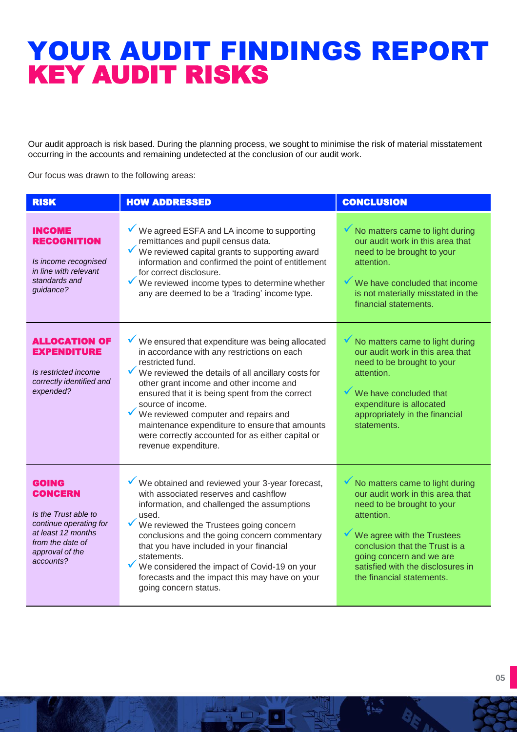# YOUR AUDIT FINDINGS REPORT
## KEY AUDIT RISKS

Our audit approach is risk based. During the planning process, we sought to minimise the risk of material misstatement occurring in the accounts and remaining undetected at the conclusion of our audit work.

Our focus was drawn to the following areas:

| RISK | HOW ADDRESSED | CONCLUSION |
|---|---|---|
| **INCOME RECOGNITION**<br><br>*Is income recognised in line with relevant standards and guidance?* | ✓ We agreed ESFA and LA income to supporting remittances and pupil census data.<br>✓ We reviewed capital grants to supporting award information and confirmed the point of entitlement for correct disclosure.<br>✓ We reviewed income types to determine whether any are deemed to be a 'trading' income type. | ✓ No matters came to light during our audit work in this area that need to be brought to your attention.<br><br>✓ We have concluded that income is not materially misstated in the financial statements. |
| **ALLOCATION OF EXPENDITURE**<br><br>*Is restricted income correctly identified and expended?* | ✓ We ensured that expenditure was being allocated in accordance with any restrictions on each restricted fund.<br>✓ We reviewed the details of all ancillary costs for other grant income and other income and ensured that it is being spent from the correct source of income.<br>✓ We reviewed computer and repairs and maintenance expenditure to ensure that amounts were correctly accounted for as either capital or revenue expenditure. | ✓ No matters came to light during our audit work in this area that need to be brought to your attention.<br><br>✓ We have concluded that expenditure is allocated appropriately in the financial statements. |
| **GOING CONCERN**<br><br>*Is the Trust able to continue operating for at least 12 months from the date of approval of the accounts?* | ✓ We obtained and reviewed your 3-year forecast, with associated reserves and cashflow information, and challenged the assumptions used.<br>✓ We reviewed the Trustees going concern conclusions and the going concern commentary that you have included in your financial statements.<br>✓ We considered the impact of Covid-19 on your forecasts and the impact this may have on your going concern status. | ✓ No matters came to light during our audit work in this area that need to be brought to your attention.<br><br>✓ We agree with the Trustees conclusion that the Trust is a going concern and we are satisfied with the disclosures in the financial statements. |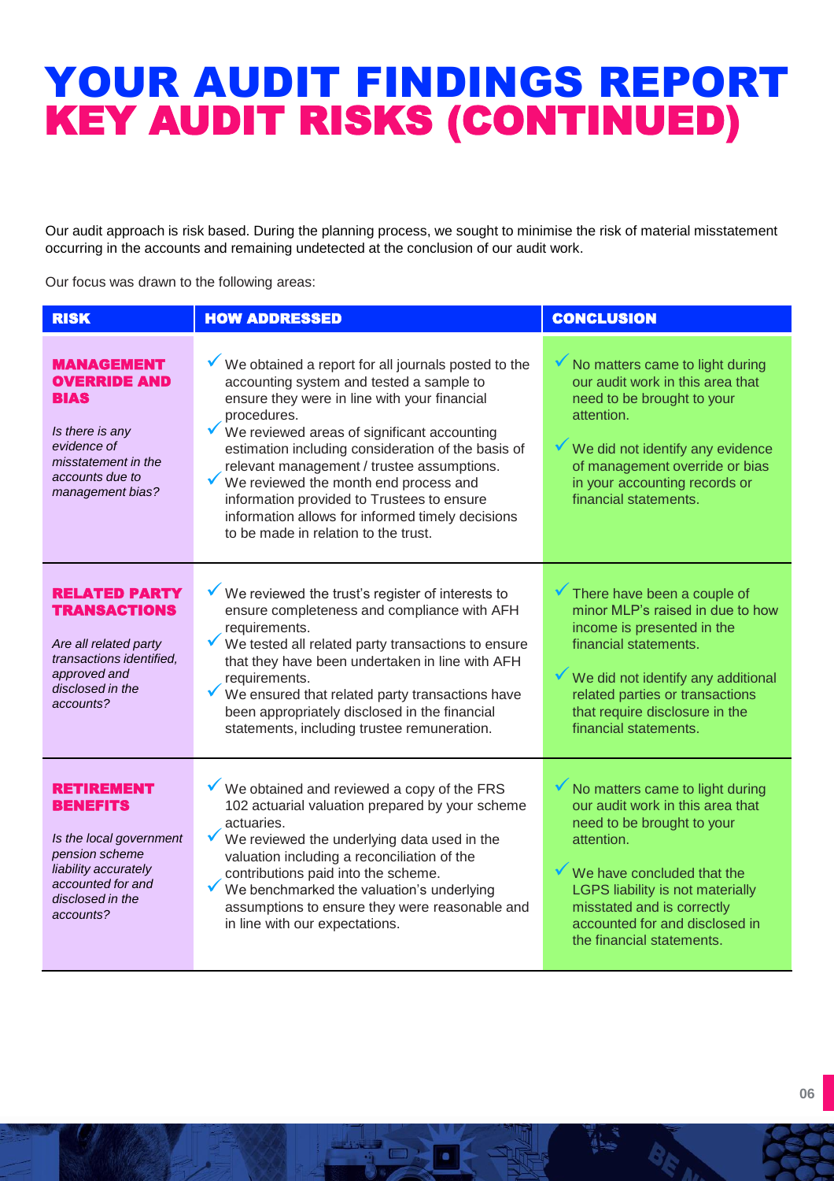# YOUR AUDIT FINDINGS REPORT
## KEY AUDIT RISKS (CONTINUED)

Our audit approach is risk based. During the planning process, we sought to minimise the risk of material misstatement occurring in the accounts and remaining undetected at the conclusion of our audit work.

Our focus was drawn to the following areas:

| RISK | HOW ADDRESSED | CONCLUSION |
|---|---|---|
| **MANAGEMENT OVERRIDE AND BIAS**<br><br>*Is there is any evidence of misstatement in the accounts due to management bias?* | ✓ We obtained a report for all journals posted to the accounting system and tested a sample to ensure they were in line with your financial procedures.<br>✓ We reviewed areas of significant accounting estimation including consideration of the basis of relevant management / trustee assumptions.<br>✓ We reviewed the month end process and information provided to Trustees to ensure information allows for informed timely decisions to be made in relation to the trust. | ✓ No matters came to light during our audit work in this area that need to be brought to your attention.<br><br>✓ We did not identify any evidence of management override or bias in your accounting records or financial statements. |
| **RELATED PARTY TRANSACTIONS**<br><br>*Are all related party transactions identified, approved and disclosed in the accounts?* | ✓ We reviewed the trust's register of interests to ensure completeness and compliance with AFH requirements.<br>✓ We tested all related party transactions to ensure that they have been undertaken in line with AFH requirements.<br>✓ We ensured that related party transactions have been appropriately disclosed in the financial statements, including trustee remuneration. | ✓ There have been a couple of minor MLP's raised in due to how income is presented in the financial statements.<br><br>✓ We did not identify any additional related parties or transactions that require disclosure in the financial statements. |
| **RETIREMENT BENEFITS**<br><br>*Is the local government pension scheme liability accurately accounted for and disclosed in the accounts?* | ✓ We obtained and reviewed a copy of the FRS 102 actuarial valuation prepared by your scheme actuaries.<br>✓ We reviewed the underlying data used in the valuation including a reconciliation of the contributions paid into the scheme.<br>✓ We benchmarked the valuation's underlying assumptions to ensure they were reasonable and in line with our expectations. | ✓ No matters came to light during our audit work in this area that need to be brought to your attention.<br><br>✓ We have concluded that the LGPS liability is not materially misstated and is correctly accounted for and disclosed in the financial statements. |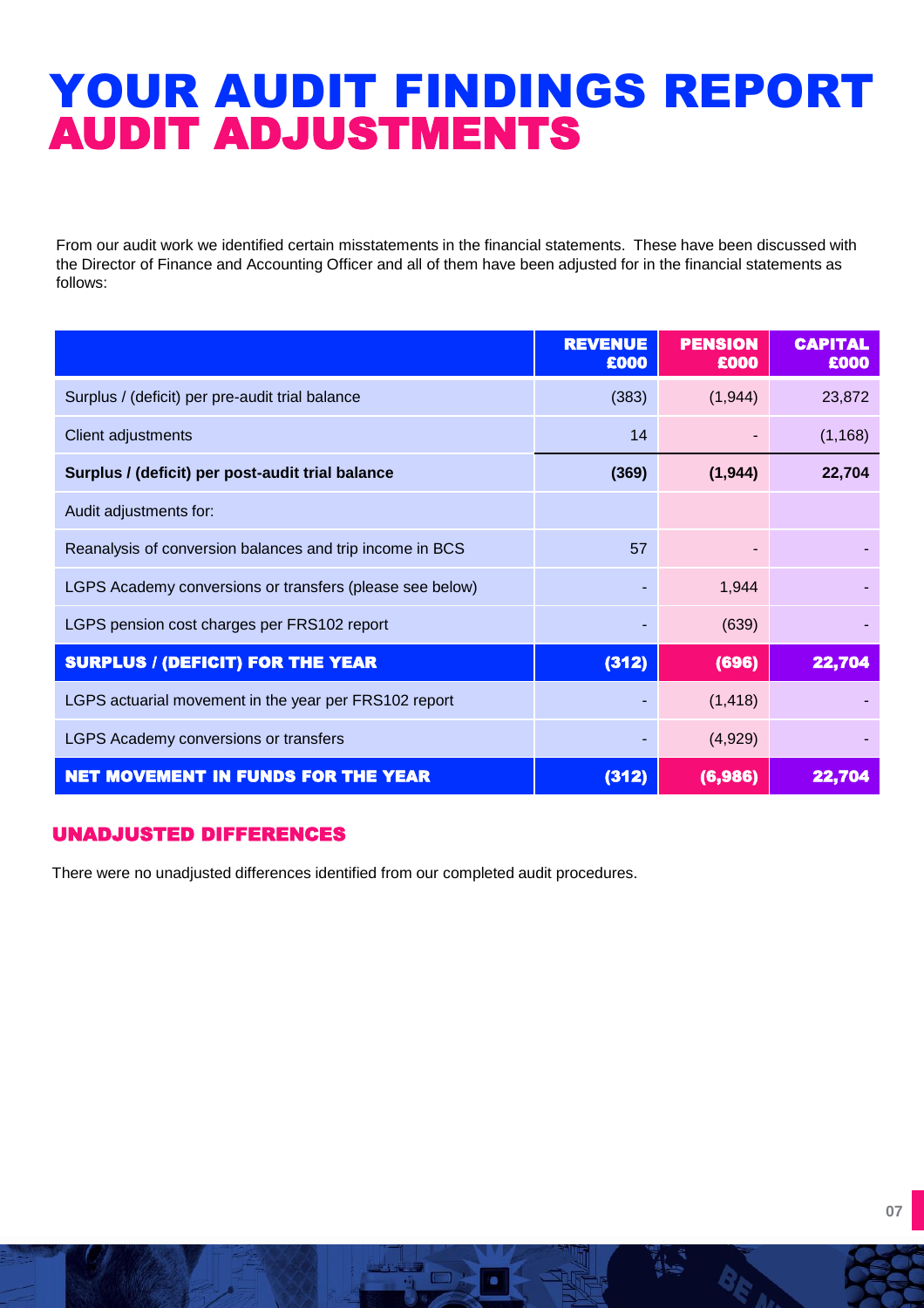# YOUR AUDIT FINDINGS REPORT
## AUDIT ADJUSTMENTS

From our audit work we identified certain misstatements in the financial statements. These have been discussed with the Director of Finance and Accounting Officer and all of them have been adjusted for in the financial statements as follows:

| | REVENUE £000 | PENSION £000 | CAPITAL £000 |
|---|---|---|---|
| Surplus / (deficit) per pre-audit trial balance | (383) | (1,944) | 23,872 |
| Client adjustments | 14 | - | (1,168) |
| **Surplus / (deficit) per post-audit trial balance** | **(369)** | **(1,944)** | **22,704** |
| Audit adjustments for: | | | |
| Reanalysis of conversion balances and trip income in BCS | 57 | - | - |
| LGPS Academy conversions or transfers (please see below) | - | 1,944 | - |
| LGPS pension cost charges per FRS102 report | - | (639) | - |
| **SURPLUS / (DEFICIT) FOR THE YEAR** | **(312)** | **(696)** | **22,704** |
| LGPS actuarial movement in the year per FRS102 report | - | (1,418) | - |
| LGPS Academy conversions or transfers | - | (4,929) | - |
| **NET MOVEMENT IN FUNDS FOR THE YEAR** | **(312)** | **(6,986)** | **22,704** |

### UNADJUSTED DIFFERENCES

There were no unadjusted differences identified from our completed audit procedures.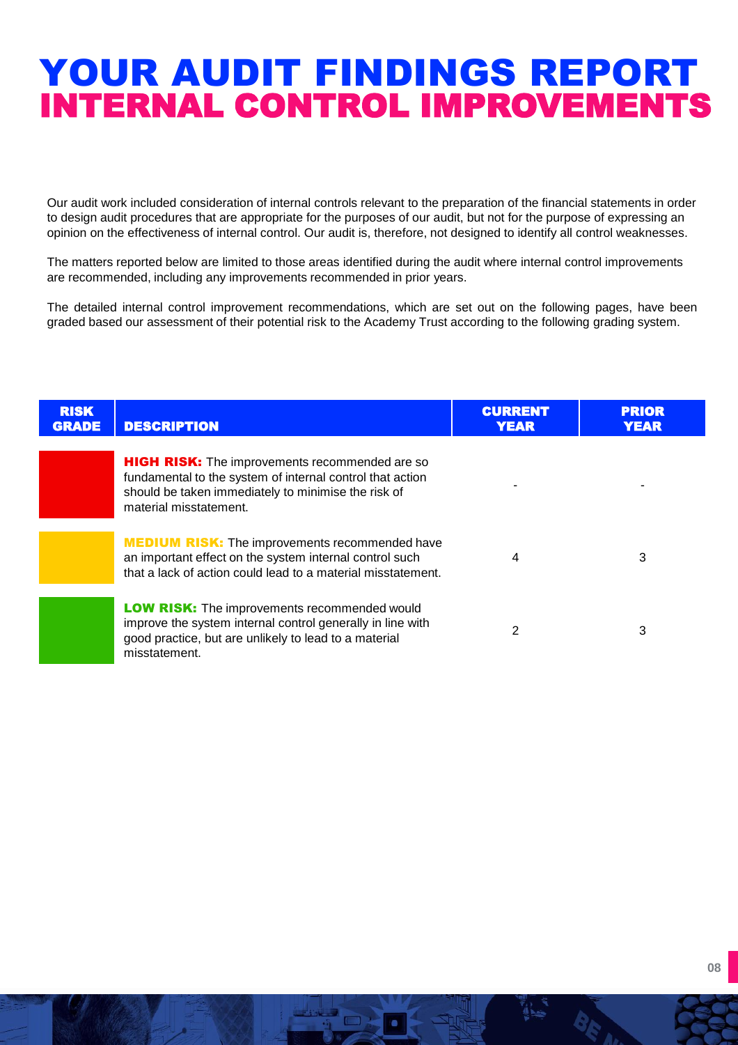# YOUR AUDIT FINDINGS REPORT
## INTERNAL CONTROL IMPROVEMENTS

Our audit work included consideration of internal controls relevant to the preparation of the financial statements in order to design audit procedures that are appropriate for the purposes of our audit, but not for the purpose of expressing an opinion on the effectiveness of internal control. Our audit is, therefore, not designed to identify all control weaknesses.

The matters reported below are limited to those areas identified during the audit where internal control improvements are recommended, including any improvements recommended in prior years.

The detailed internal control improvement recommendations, which are set out on the following pages, have been graded based our assessment of their potential risk to the Academy Trust according to the following grading system.

| RISK GRADE | DESCRIPTION | CURRENT YEAR | PRIOR YEAR |
|---|---|---|---|
| | **HIGH RISK:** The improvements recommended are so fundamental to the system of internal control that action should be taken immediately to minimise the risk of material misstatement. | - | - |
| | **MEDIUM RISK:** The improvements recommended have an important effect on the system internal control such that a lack of action could lead to a material misstatement. | 4 | 3 |
| | **LOW RISK:** The improvements recommended would improve the system internal control generally in line with good practice, but are unlikely to lead to a material misstatement. | 2 | 3 |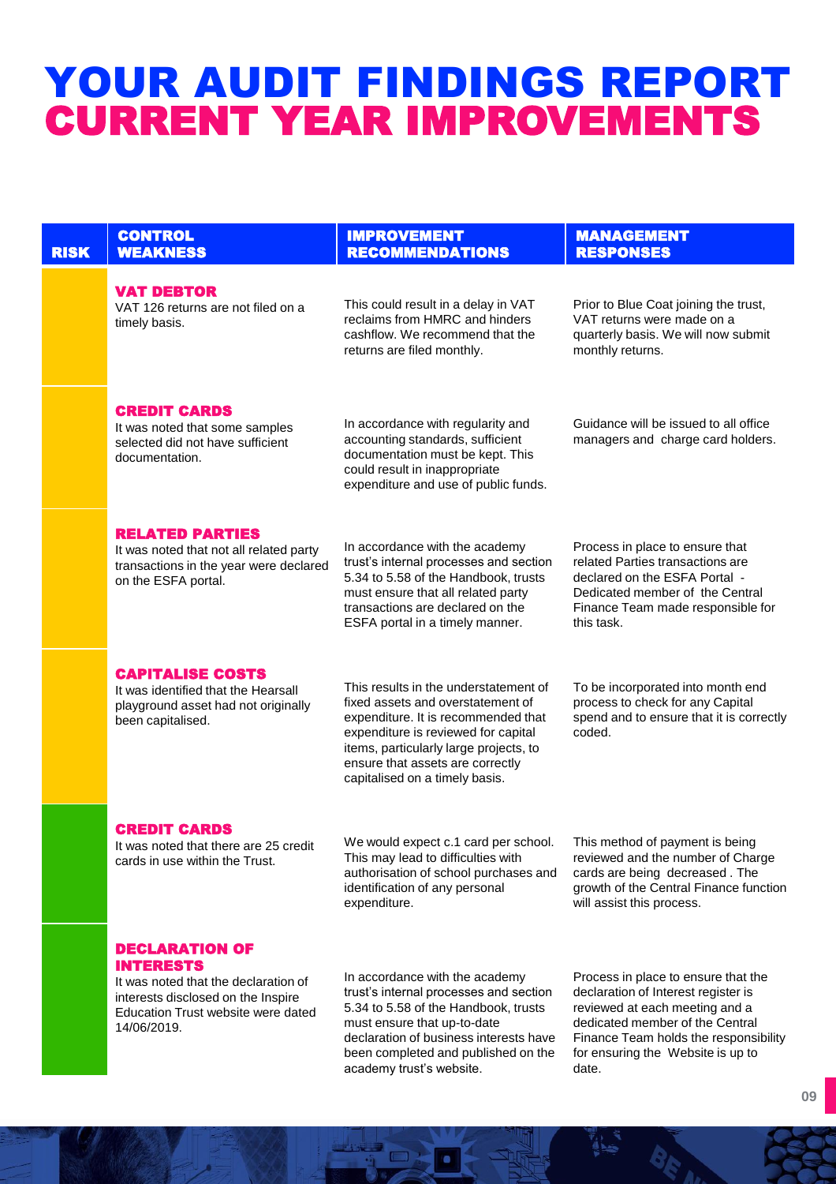# YOUR AUDIT FINDINGS REPORT
## CURRENT YEAR IMPROVEMENTS

| RISK | CONTROL WEAKNESS | IMPROVEMENT RECOMMENDATIONS | MANAGEMENT RESPONSES |
|---|---|---|---|
| | **VAT DEBTOR** VAT 126 returns are not filed on a timely basis. | This could result in a delay in VAT reclaims from HMRC and hinders cashflow. We recommend that the returns are filed monthly. | Prior to Blue Coat joining the trust, VAT returns were made on a quarterly basis. We will now submit monthly returns. |
| | **CREDIT CARDS** It was noted that some samples selected did not have sufficient documentation. | In accordance with regularity and accounting standards, sufficient documentation must be kept. This could result in inappropriate expenditure and use of public funds. | Guidance will be issued to all office managers and charge card holders. |
| | **RELATED PARTIES** It was noted that not all related party transactions in the year were declared on the ESFA portal. | In accordance with the academy trust's internal processes and section 5.34 to 5.58 of the Handbook, trusts must ensure that all related party transactions are declared on the ESFA portal in a timely manner. | Process in place to ensure that related Parties transactions are declared on the ESFA Portal - Dedicated member of the Central Finance Team made responsible for this task. |
| | **CAPITALISE COSTS** It was identified that the Hearsall playground asset had not originally been capitalised. | This results in the understatement of fixed assets and overstatement of expenditure. It is recommended that expenditure is reviewed for capital items, particularly large projects, to ensure that assets are correctly capitalised on a timely basis. | To be incorporated into month end process to check for any Capital spend and to ensure that it is correctly coded. |
| | **CREDIT CARDS** It was noted that there are 25 credit cards in use within the Trust. | We would expect c.1 card per school. This may lead to difficulties with authorisation of school purchases and identification of any personal expenditure. | This method of payment is being reviewed and the number of Charge cards are being decreased . The growth of the Central Finance function will assist this process. |
| | **DECLARATION OF INTERESTS** It was noted that the declaration of interests disclosed on the Inspire Education Trust website were dated 14/06/2019. | In accordance with the academy trust's internal processes and section 5.34 to 5.58 of the Handbook, trusts must ensure that up-to-date declaration of business interests have been completed and published on the academy trust's website. | Process in place to ensure that the declaration of Interest register is reviewed at each meeting and a dedicated member of the Central Finance Team holds the responsibility for ensuring the Website is up to date. |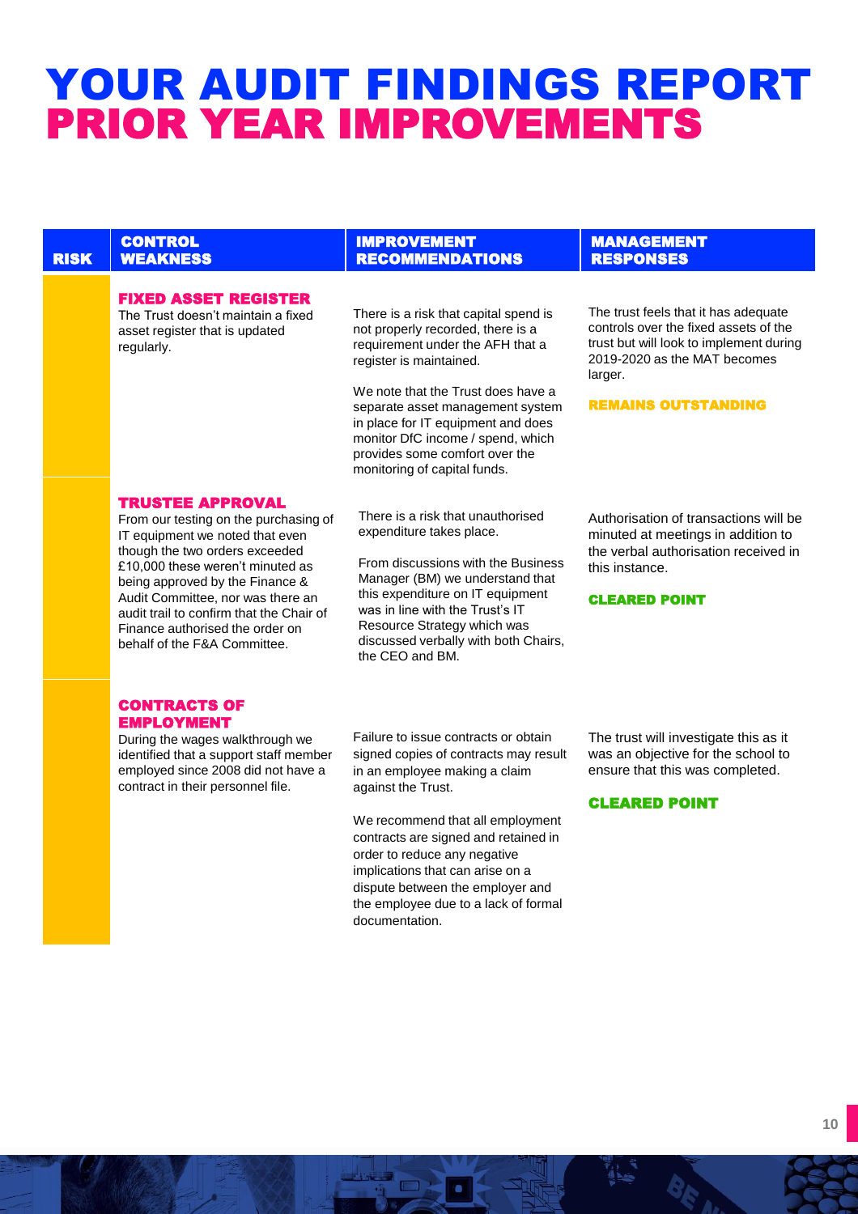# YOUR AUDIT FINDINGS REPORT
## PRIOR YEAR IMPROVEMENTS

| RISK | CONTROL WEAKNESS | IMPROVEMENT RECOMMENDATIONS | MANAGEMENT RESPONSES |
|---|---|---|---|
| | **FIXED ASSET REGISTER**<br>The Trust doesn't maintain a fixed asset register that is updated regularly. | There is a risk that capital spend is not properly recorded, there is a requirement under the AFH that a register is maintained.<br><br>We note that the Trust does have a separate asset management system in place for IT equipment and does monitor DfC income / spend, which provides some comfort over the monitoring of capital funds. | The trust feels that it has adequate controls over the fixed assets of the trust but will look to implement during 2019-2020 as the MAT becomes larger.<br><br>**REMAINS OUTSTANDING** |
| | **TRUSTEE APPROVAL**<br>From our testing on the purchasing of IT equipment we noted that even though the two orders exceeded £10,000 these weren't minuted as being approved by the Finance & Audit Committee, nor was there an audit trail to confirm that the Chair of Finance authorised the order on behalf of the F&A Committee. | There is a risk that unauthorised expenditure takes place.<br><br>From discussions with the Business Manager (BM) we understand that this expenditure on IT equipment was in line with the Trust's IT Resource Strategy which was discussed verbally with both Chairs, the CEO and BM. | Authorisation of transactions will be minuted at meetings in addition to the verbal authorisation received in this instance.<br><br>**CLEARED POINT** |
| | **CONTRACTS OF EMPLOYMENT**<br>During the wages walkthrough we identified that a support staff member employed since 2008 did not have a contract in their personnel file. | Failure to issue contracts or obtain signed copies of contracts may result in an employee making a claim against the Trust.<br><br>We recommend that all employment contracts are signed and retained in order to reduce any negative implications that can arise on a dispute between the employer and the employee due to a lack of formal documentation. | The trust will investigate this as it was an objective for the school to ensure that this was completed.<br><br>**CLEARED POINT** |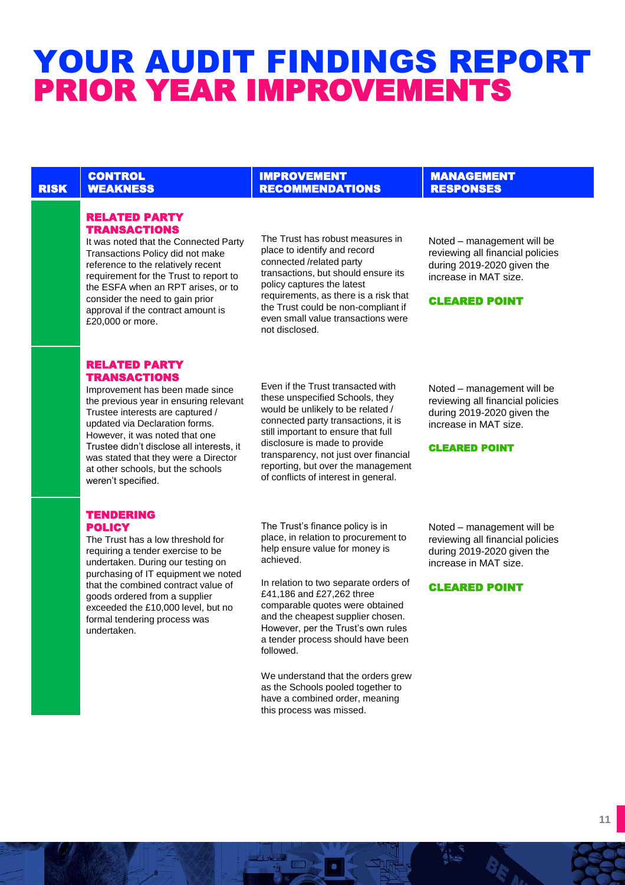# YOUR AUDIT FINDINGS REPORT
## PRIOR YEAR IMPROVEMENTS

| RISK | CONTROL WEAKNESS | IMPROVEMENT RECOMMENDATIONS | MANAGEMENT RESPONSES |
|---|---|---|---|
| | **RELATED PARTY TRANSACTIONS**<br>It was noted that the Connected Party Transactions Policy did not make reference to the relatively recent requirement for the Trust to report to the ESFA when an RPT arises, or to consider the need to gain prior approval if the contract amount is £20,000 or more. | The Trust has robust measures in place to identify and record connected /related party transactions, but should ensure its policy captures the latest requirements, as there is a risk that the Trust could be non-compliant if even small value transactions were not disclosed. | Noted – management will be reviewing all financial policies during 2019-2020 given the increase in MAT size.<br><br>**CLEARED POINT** |
| | **RELATED PARTY TRANSACTIONS**<br>Improvement has been made since the previous year in ensuring relevant Trustee interests are captured / updated via Declaration forms. However, it was noted that one Trustee didn't disclose all interests, it was stated that they were a Director at other schools, but the schools weren't specified. | Even if the Trust transacted with these unspecified Schools, they would be unlikely to be related / connected party transactions, it is still important to ensure that full disclosure is made to provide transparency, not just over financial reporting, but over the management of conflicts of interest in general. | Noted – management will be reviewing all financial policies during 2019-2020 given the increase in MAT size.<br><br>**CLEARED POINT** |
| | **TENDERING POLICY**<br>The Trust has a low threshold for requiring a tender exercise to be undertaken. During our testing on purchasing of IT equipment we noted that the combined contract value of goods ordered from a supplier exceeded the £10,000 level, but no formal tendering process was undertaken. | The Trust's finance policy is in place, in relation to procurement to help ensure value for money is achieved.<br><br>In relation to two separate orders of £41,186 and £27,262 three comparable quotes were obtained and the cheapest supplier chosen. However, per the Trust's own rules a tender process should have been followed.<br><br>We understand that the orders grew as the Schools pooled together to have a combined order, meaning this process was missed. | Noted – management will be reviewing all financial policies during 2019-2020 given the increase in MAT size.<br><br>**CLEARED POINT** |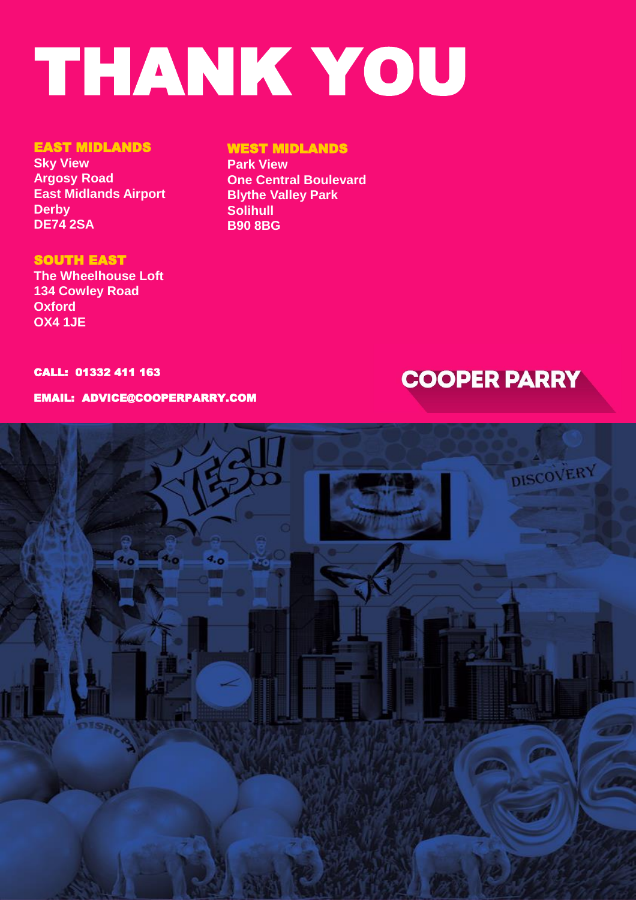# THANK YOU

**EAST MIDLANDS**
Sky View
Argosy Road
East Midlands Airport
Derby
DE74 2SA

**WEST MIDLANDS**
Park View
One Central Boulevard
Blythe Valley Park
Solihull
B90 8BG

**SOUTH EAST**
The Wheelhouse Loft
134 Cowley Road
Oxford
OX4 1JE

**CALL:** 01332 411 163

**EMAIL:** ADVICE@COOPERPARRY.COM

COOPER PARRY